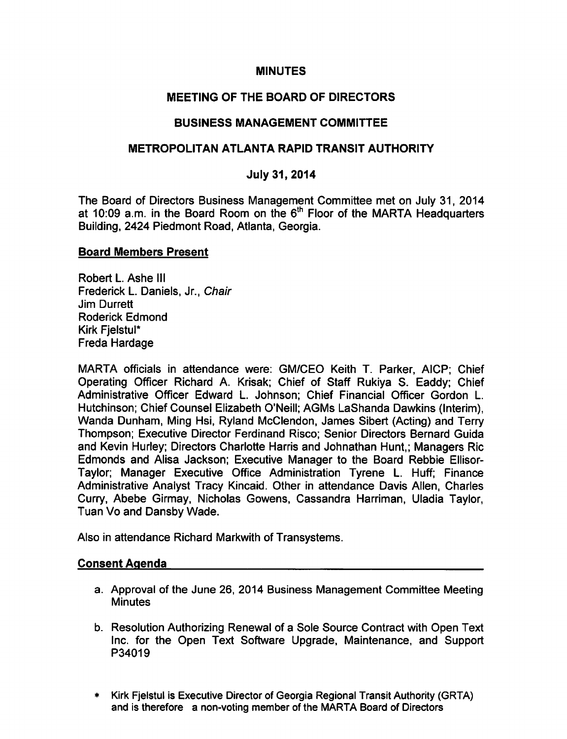# MINUTES

## MEETING OF THE BOARD OF DIRECTORS

## BUSINESS MANAGEMENT COMMITTEE

## METROPOLITAN ATLANTA RAPID TRANSIT AUTHORITY

## July 31, 2014

The Board of Directors Business Management Committee met on July 31, 2014 at 10:09 a.m. in the Board Room on the 6th Floor of the MARTA Headquarters Building, 2424 Piedmont Road, Atlanta, Georgia.

### Board Members Present

Robert L. Ashe III
Frederick L. Daniels, Jr., *Chair*
Jim Durrett
Roderick Edmond
Kirk Fjelstul*
Freda Hardage

MARTA officials in attendance were: GM/CEO Keith T. Parker, AICP; Chief Operating Officer Richard A. Krisak; Chief of Staff Rukiya S. Eaddy; Chief Administrative Officer Edward L. Johnson; Chief Financial Officer Gordon L. Hutchinson; Chief Counsel Elizabeth O'Neill; AGMs LaShanda Dawkins (Interim), Wanda Dunham, Ming Hsi, Ryland McClendon, James Sibert (Acting) and Terry Thompson; Executive Director Ferdinand Risco; Senior Directors Bernard Guida and Kevin Hurley; Directors Charlotte Harris and Johnathan Hunt,; Managers Ric Edmonds and Alisa Jackson; Executive Manager to the Board Rebbie Ellisor-Taylor; Manager Executive Office Administration Tyrene L. Huff; Finance Administrative Analyst Tracy Kincaid. Other in attendance Davis Allen, Charles Curry, Abebe Girmay, Nicholas Gowens, Cassandra Harriman, Uladia Taylor, Tuan Vo and Dansby Wade.

Also in attendance Richard Markwith of Transystems.

### Consent Agenda

a. Approval of the June 26, 2014 Business Management Committee Meeting Minutes

b. Resolution Authorizing Renewal of a Sole Source Contract with Open Text Inc. for the Open Text Software Upgrade, Maintenance, and Support P34019

* Kirk Fjelstul is Executive Director of Georgia Regional Transit Authority (GRTA) and is therefore a non-voting member of the MARTA Board of Directors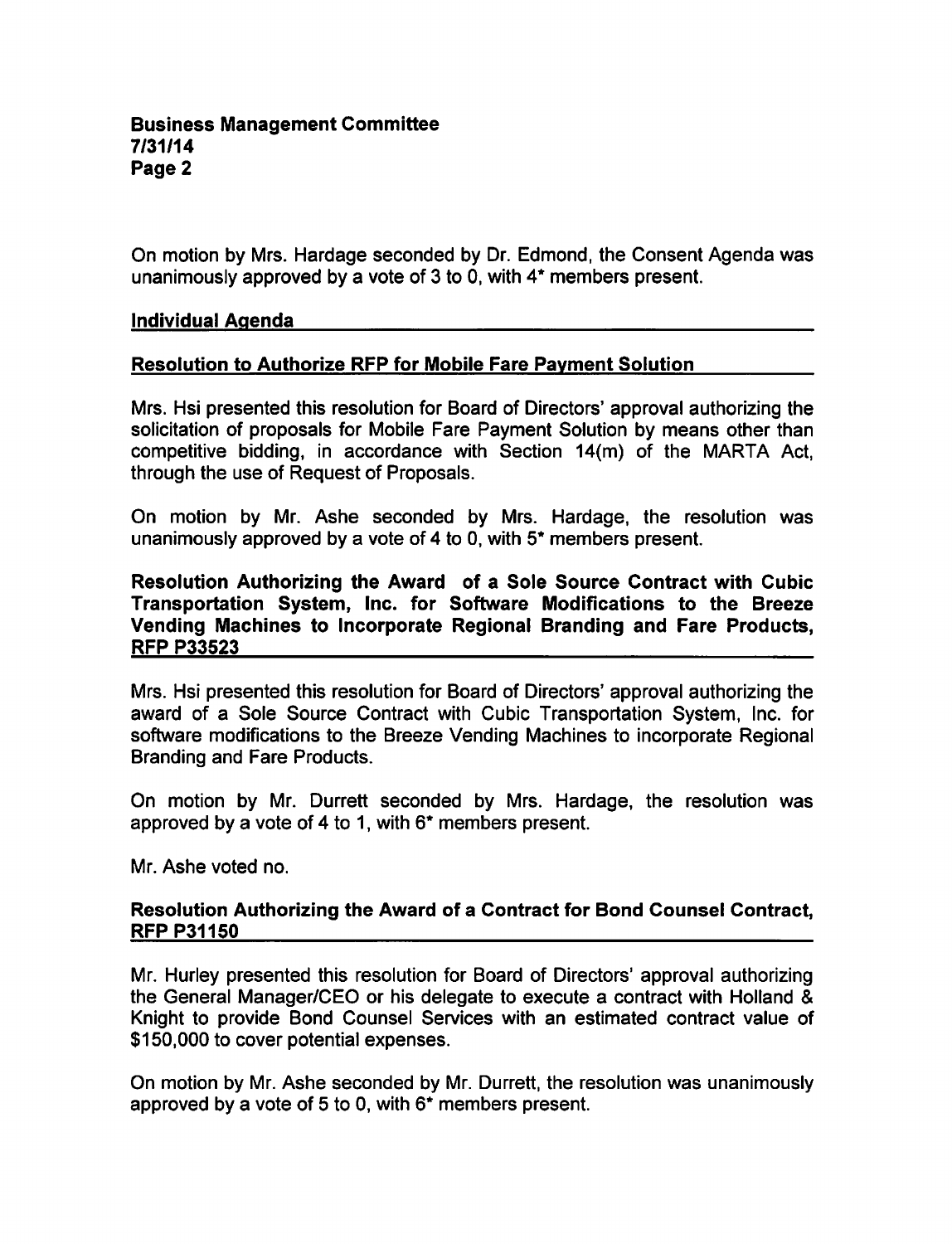On motion by Mrs. Hardage seconded by Dr. Edmond, the Consent Agenda was unanimously approved by a vote of 3 to 0, with 4* members present.

## Individual Agenda

### Resolution to Authorize RFP for Mobile Fare Payment Solution

Mrs. Hsi presented this resolution for Board of Directors' approval authorizing the solicitation of proposals for Mobile Fare Payment Solution by means other than competitive bidding, in accordance with Section 14(m) of the MARTA Act, through the use of Request of Proposals.

On motion by Mr. Ashe seconded by Mrs. Hardage, the resolution was unanimously approved by a vote of 4 to 0, with 5* members present.

### Resolution Authorizing the Award of a Sole Source Contract with Cubic Transportation System, Inc. for Software Modifications to the Breeze Vending Machines to Incorporate Regional Branding and Fare Products, RFP P33523

Mrs. Hsi presented this resolution for Board of Directors' approval authorizing the award of a Sole Source Contract with Cubic Transportation System, Inc. for software modifications to the Breeze Vending Machines to incorporate Regional Branding and Fare Products.

On motion by Mr. Durrett seconded by Mrs. Hardage, the resolution was approved by a vote of 4 to 1, with 6* members present.

Mr. Ashe voted no.

### Resolution Authorizing the Award of a Contract for Bond Counsel Contract, RFP P31150

Mr. Hurley presented this resolution for Board of Directors' approval authorizing the General Manager/CEO or his delegate to execute a contract with Holland & Knight to provide Bond Counsel Services with an estimated contract value of $150,000 to cover potential expenses.

On motion by Mr. Ashe seconded by Mr. Durrett, the resolution was unanimously approved by a vote of 5 to 0, with 6* members present.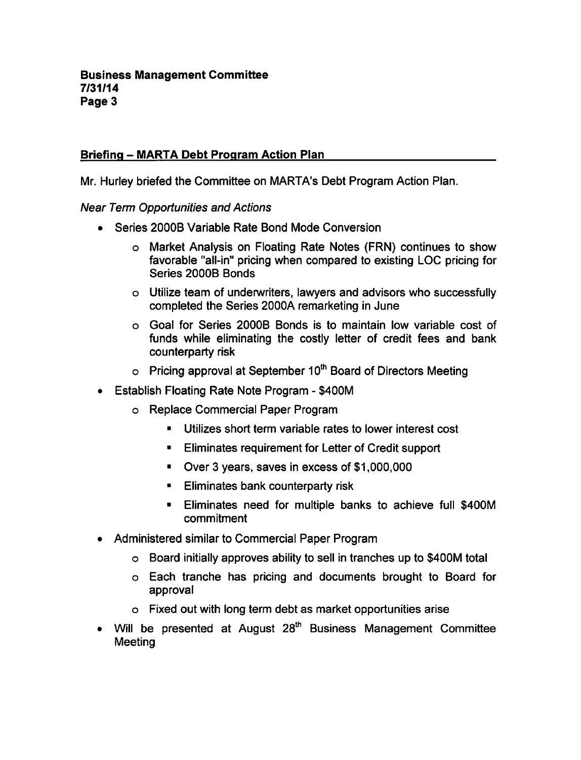## Briefing – MARTA Debt Program Action Plan

Mr. Hurley briefed the Committee on MARTA's Debt Program Action Plan.

*Near Term Opportunities and Actions*

- Series 2000B Variable Rate Bond Mode Conversion
    - Market Analysis on Floating Rate Notes (FRN) continues to show favorable "all-in" pricing when compared to existing LOC pricing for Series 2000B Bonds
    - Utilize team of underwriters, lawyers and advisors who successfully completed the Series 2000A remarketing in June
    - Goal for Series 2000B Bonds is to maintain low variable cost of funds while eliminating the costly letter of credit fees and bank counterparty risk
    - Pricing approval at September 10th Board of Directors Meeting
- Establish Floating Rate Note Program - $400M
    - Replace Commercial Paper Program
        - Utilizes short term variable rates to lower interest cost
        - Eliminates requirement for Letter of Credit support
        - Over 3 years, saves in excess of $1,000,000
        - Eliminates bank counterparty risk
        - Eliminates need for multiple banks to achieve full $400M commitment
- Administered similar to Commercial Paper Program
    - Board initially approves ability to sell in tranches up to $400M total
    - Each tranche has pricing and documents brought to Board for approval
    - Fixed out with long term debt as market opportunities arise
- Will be presented at August 28th Business Management Committee Meeting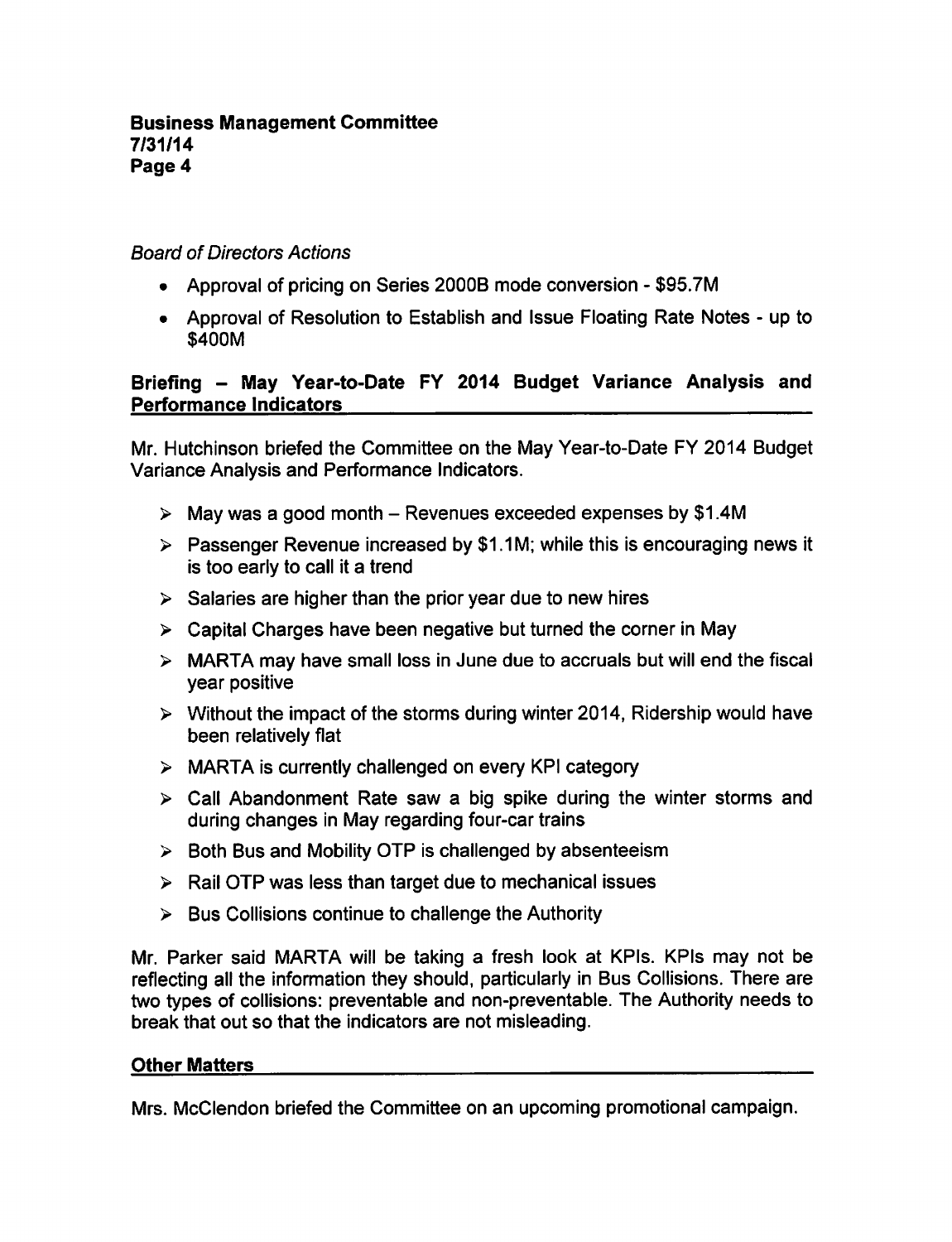*Board of Directors Actions*

- Approval of pricing on Series 2000B mode conversion - $95.7M
- Approval of Resolution to Establish and Issue Floating Rate Notes - up to $400M

## Briefing – May Year-to-Date FY 2014 Budget Variance Analysis and Performance Indicators

Mr. Hutchinson briefed the Committee on the May Year-to-Date FY 2014 Budget Variance Analysis and Performance Indicators.

- May was a good month – Revenues exceeded expenses by $1.4M
- Passenger Revenue increased by $1.1M; while this is encouraging news it is too early to call it a trend
- Salaries are higher than the prior year due to new hires
- Capital Charges have been negative but turned the corner in May
- MARTA may have small loss in June due to accruals but will end the fiscal year positive
- Without the impact of the storms during winter 2014, Ridership would have been relatively flat
- MARTA is currently challenged on every KPI category
- Call Abandonment Rate saw a big spike during the winter storms and during changes in May regarding four-car trains
- Both Bus and Mobility OTP is challenged by absenteeism
- Rail OTP was less than target due to mechanical issues
- Bus Collisions continue to challenge the Authority

Mr. Parker said MARTA will be taking a fresh look at KPIs. KPIs may not be reflecting all the information they should, particularly in Bus Collisions. There are two types of collisions: preventable and non-preventable. The Authority needs to break that out so that the indicators are not misleading.

## Other Matters

Mrs. McClendon briefed the Committee on an upcoming promotional campaign.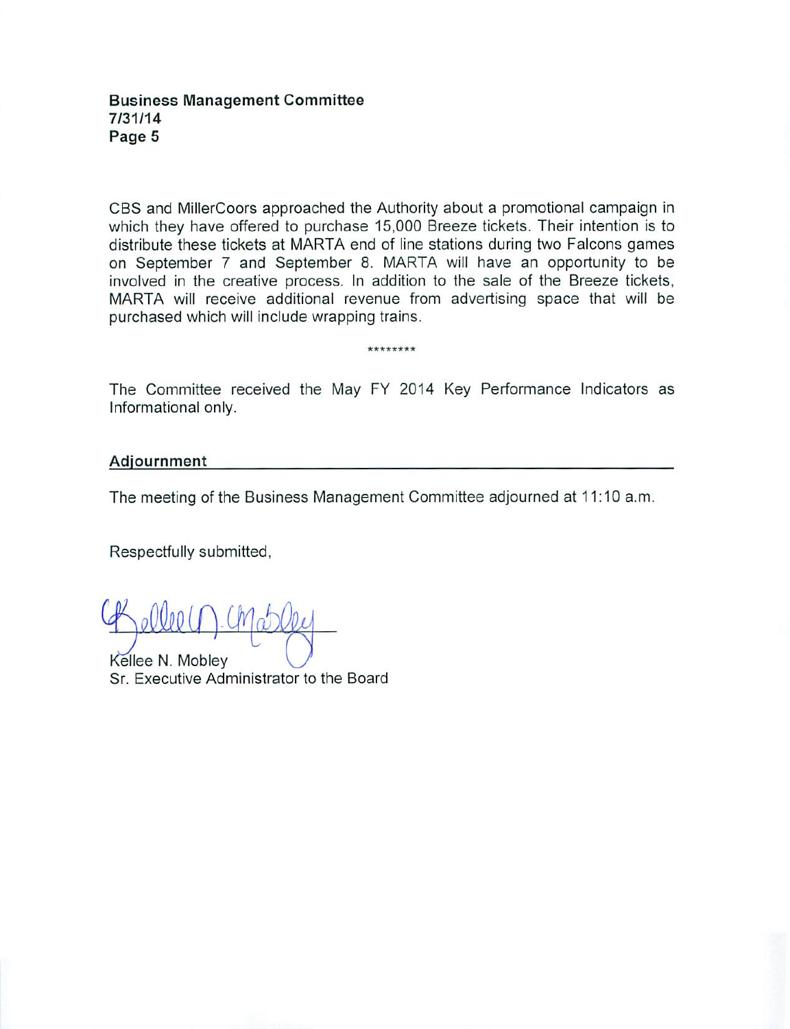CBS and MillerCoors approached the Authority about a promotional campaign in which they have offered to purchase 15,000 Breeze tickets. Their intention is to distribute these tickets at MARTA end of line stations during two Falcons games on September 7 and September 8. MARTA will have an opportunity to be involved in the creative process. In addition to the sale of the Breeze tickets, MARTA will receive additional revenue from advertising space that will be purchased which will include wrapping trains.

********

The Committee received the May FY 2014 Key Performance Indicators as Informational only.

## Adjournment

The meeting of the Business Management Committee adjourned at 11:10 a.m.

Respectfully submitted,

Kellee N. Mobley
Sr. Executive Administrator to the Board